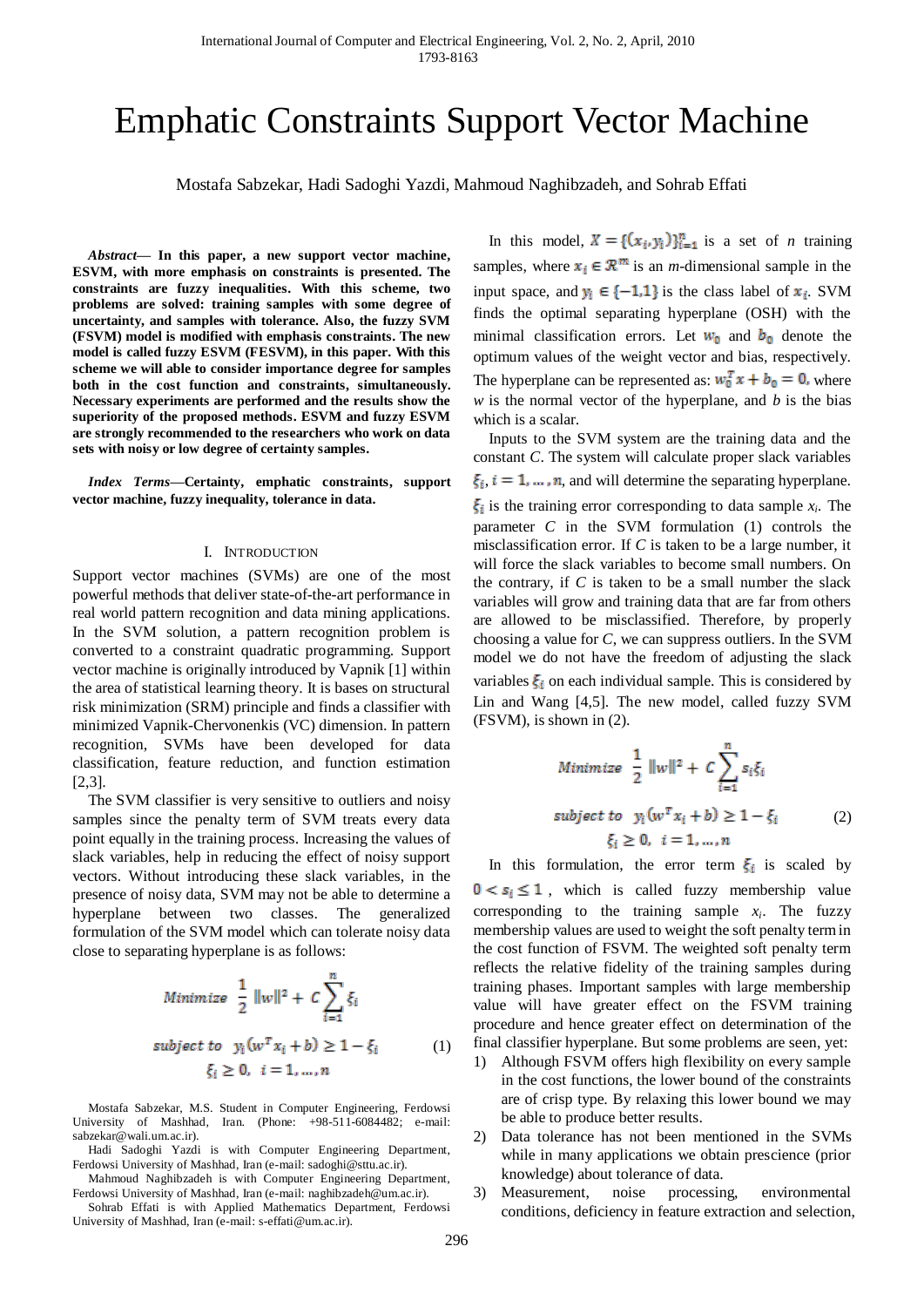# Emphatic Constraints Support Vector Machine

Mostafa Sabzekar, Hadi Sadoghi Yazdi, Mahmoud Naghibzadeh, and Sohrab Effati

***Abstract*— In this paper, a new support vector machine, ESVM, with more emphasis on constraints is presented. The constraints are fuzzy inequalities. With this scheme, two problems are solved: training samples with some degree of uncertainty, and samples with tolerance. Also, the fuzzy SVM (FSVM) model is modified with emphasis constraints. The new model is called fuzzy ESVM (FESVM), in this paper. With this scheme we will able to consider importance degree for samples both in the cost function and constraints, simultaneously. Necessary experiments are performed and the results show the superiority of the proposed methods. ESVM and fuzzy ESVM are strongly recommended to the researchers who work on data sets with noisy or low degree of certainty samples.**

***Index Terms*—Certainty, emphatic constraints, support vector machine, fuzzy inequality, tolerance in data.**

## I. Introduction

Support vector machines (SVMs) are one of the most powerful methods that deliver state-of-the-art performance in real world pattern recognition and data mining applications. In the SVM solution, a pattern recognition problem is converted to a constraint quadratic programming. Support vector machine is originally introduced by Vapnik [1] within the area of statistical learning theory. It is bases on structural risk minimization (SRM) principle and finds a classifier with minimized Vapnik-Chervonenkis (VC) dimension. In pattern recognition, SVMs have been developed for data classification, feature reduction, and function estimation [2,3].

The SVM classifier is very sensitive to outliers and noisy samples since the penalty term of SVM treats every data point equally in the training process. Increasing the values of slack variables, help in reducing the effect of noisy support vectors. Without introducing these slack variables, in the presence of noisy data, SVM may not be able to determine a hyperplane between two classes. The generalized formulation of the SVM model which can tolerate noisy data close to separating hyperplane is as follows:

$$\begin{aligned} &Minimize \;\; \frac{1}{2}\|w\|^2 + C\sum_{i=1}^{n}\xi_i \\ &subject\ to \;\; y_i(w^T x_i + b) \geq 1 - \xi_i \\ &\qquad \xi_i \geq 0, \;\; i = 1, \ldots, n \end{aligned} \tag{1}$$

In this model, $X = \{(x_i, y_i)\}_{i=1}^{n}$ is a set of $n$ training samples, where $x_i \in \mathcal{R}^m$ is an $m$-dimensional sample in the input space, and $y_i \in \{-1,1\}$ is the class label of $x_i$. SVM finds the optimal separating hyperplane (OSH) with the minimal classification errors. Let $w_0$ and $b_0$ denote the optimum values of the weight vector and bias, respectively. The hyperplane can be represented as: $w_0^T x + b_0 = 0$, where $w$ is the normal vector of the hyperplane, and $b$ is the bias which is a scalar.

Inputs to the SVM system are the training data and the constant $C$. The system will calculate proper slack variables $\xi_i, i = 1, \ldots, n$, and will determine the separating hyperplane. $\xi_i$ is the training error corresponding to data sample $x_i$. The parameter $C$ in the SVM formulation (1) controls the misclassification error. If $C$ is taken to be a large number, it will force the slack variables to become small numbers. On the contrary, if $C$ is taken to be a small number the slack variables will grow and training data that are far from others are allowed to be misclassified. Therefore, by properly choosing a value for $C$, we can suppress outliers. In the SVM model we do not have the freedom of adjusting the slack variables $\xi_i$ on each individual sample. This is considered by Lin and Wang [4,5]. The new model, called fuzzy SVM (FSVM), is shown in (2).

$$\begin{aligned} &Minimize \;\; \frac{1}{2}\|w\|^2 + C\sum_{i=1}^{n}s_i\xi_i \\ &subject\ to \;\; y_i(w^T x_i + b) \geq 1 - \xi_i \\ &\qquad \xi_i \geq 0, \;\; i = 1, \ldots, n \end{aligned} \tag{2}$$

In this formulation, the error term $\xi_i$ is scaled by $0 < s_i \leq 1$, which is called fuzzy membership value corresponding to the training sample $x_i$. The fuzzy membership values are used to weight the soft penalty term in the cost function of FSVM. The weighted soft penalty term reflects the relative fidelity of the training samples during training phases. Important samples with large membership value will have greater effect on the FSVM training procedure and hence greater effect on determination of the final classifier hyperplane. But some problems are seen, yet:

1) Although FSVM offers high flexibility on every sample in the cost functions, the lower bound of the constraints are of crisp type. By relaxing this lower bound we may be able to produce better results.
2) Data tolerance has not been mentioned in the SVMs while in many applications we obtain prescience (prior knowledge) about tolerance of data.
3) Measurement, noise processing, environmental conditions, deficiency in feature extraction and selection,

Mostafa Sabzekar, M.S. Student in Computer Engineering, Ferdowsi University of Mashhad, Iran. (Phone: +98-511-6084482; e-mail: sabzekar@wali.um.ac.ir).

Hadi Sadoghi Yazdi is with Computer Engineering Department, Ferdowsi University of Mashhad, Iran (e-mail: sadoghi@sttu.ac.ir).

Mahmoud Naghibzadeh is with Computer Engineering Department, Ferdowsi University of Mashhad, Iran (e-mail: naghibzadeh@um.ac.ir).

Sohrab Effati is with Applied Mathematics Department, Ferdowsi University of Mashhad, Iran (e-mail: s-effati@um.ac.ir).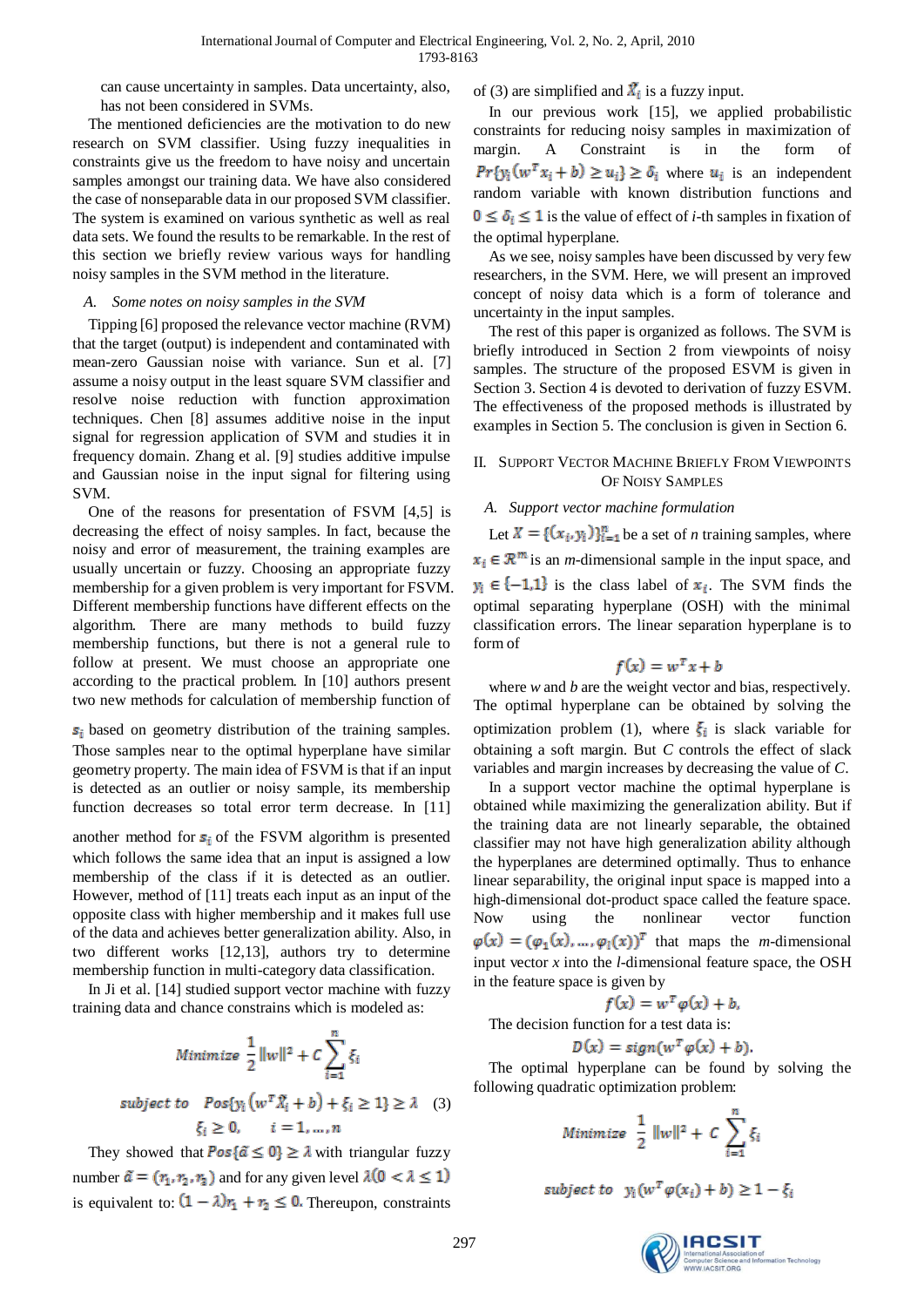can cause uncertainty in samples. Data uncertainty, also, has not been considered in SVMs.

The mentioned deficiencies are the motivation to do new research on SVM classifier. Using fuzzy inequalities in constraints give us the freedom to have noisy and uncertain samples amongst our training data. We have also considered the case of nonseparable data in our proposed SVM classifier. The system is examined on various synthetic as well as real data sets. We found the results to be remarkable. In the rest of this section we briefly review various ways for handling noisy samples in the SVM method in the literature.

### *A. Some notes on noisy samples in the SVM*

Tipping [6] proposed the relevance vector machine (RVM) that the target (output) is independent and contaminated with mean-zero Gaussian noise with variance. Sun et al. [7] assume a noisy output in the least square SVM classifier and resolve noise reduction with function approximation techniques. Chen [8] assumes additive noise in the input signal for regression application of SVM and studies it in frequency domain. Zhang et al. [9] studies additive impulse and Gaussian noise in the input signal for filtering using SVM.

One of the reasons for presentation of FSVM [4,5] is decreasing the effect of noisy samples. In fact, because the noisy and error of measurement, the training examples are usually uncertain or fuzzy. Choosing an appropriate fuzzy membership for a given problem is very important for FSVM. Different membership functions have different effects on the algorithm. There are many methods to build fuzzy membership functions, but there is not a general rule to follow at present. We must choose an appropriate one according to the practical problem. In [10] authors present two new methods for calculation of membership function of $s_i$ based on geometry distribution of the training samples. Those samples near to the optimal hyperplane have similar geometry property. The main idea of FSVM is that if an input is detected as an outlier or noisy sample, its membership function decreases so total error term decrease. In [11] another method for $s_i$ of the FSVM algorithm is presented which follows the same idea that an input is assigned a low membership of the class if it is detected as an outlier. However, method of [11] treats each input as an input of the opposite class with higher membership and it makes full use of the data and achieves better generalization ability. Also, in two different works [12,13], authors try to determine membership function in multi-category data classification.

In Ji et al. [14] studied support vector machine with fuzzy training data and chance constrains which is modeled as:

$$Minimize \ \frac{1}{2}\|w\|^2 + C\sum_{i=1}^{n}\xi_i$$

$$subject\ to \quad Pos\{y_i\left(w^T\tilde{X}_i + b\right) + \xi_i \geq 1\} \geq \lambda \quad (3)$$

$$\xi_i \geq 0, \qquad i = 1, \dots, n$$

They showed that $Pos\{\tilde{a} \leq 0\} \geq \lambda$ with triangular fuzzy number $\tilde{a} = (r_1, r_2, r_3)$ and for any given level $\lambda(0 < \lambda \leq 1)$ is equivalent to: $(1-\lambda)r_1 + r_2 \leq 0$. Thereupon, constraints of (3) are simplified and $\tilde{X}_i$ is a fuzzy input.

In our previous work [15], we applied probabilistic constraints for reducing noisy samples in maximization of margin. A Constraint is in the form of $Pr\{y_i(w^T x_i + b) \geq u_i\} \geq \delta_i$ where $u_i$ is an independent random variable with known distribution functions and $0 \leq \delta_i \leq 1$ is the value of effect of *i*-th samples in fixation of the optimal hyperplane.

As we see, noisy samples have been discussed by very few researchers, in the SVM. Here, we will present an improved concept of noisy data which is a form of tolerance and uncertainty in the input samples.

The rest of this paper is organized as follows. The SVM is briefly introduced in Section 2 from viewpoints of noisy samples. The structure of the proposed ESVM is given in Section 3. Section 4 is devoted to derivation of fuzzy ESVM. The effectiveness of the proposed methods is illustrated by examples in Section 5. The conclusion is given in Section 6.

## II. Support Vector Machine Briefly From Viewpoints Of Noisy Samples

### *A. Support vector machine formulation*

Let $X = \{(x_i, y_i)\}_{i=1}^{n}$ be a set of *n* training samples, where $x_i \in \Re^m$ is an *m*-dimensional sample in the input space, and $y_i \in \{-1,1\}$ is the class label of $x_i$. The SVM finds the optimal separating hyperplane (OSH) with the minimal classification errors. The linear separation hyperplane is to form of

$$f(x) = w^T x + b$$

where *w* and *b* are the weight vector and bias, respectively. The optimal hyperplane can be obtained by solving the optimization problem (1), where $\xi_i$ is slack variable for obtaining a soft margin. But *C* controls the effect of slack variables and margin increases by decreasing the value of *C*.

In a support vector machine the optimal hyperplane is obtained while maximizing the generalization ability. But if the training data are not linearly separable, the obtained classifier may not have high generalization ability although the hyperplanes are determined optimally. Thus to enhance linear separability, the original input space is mapped into a high-dimensional dot-product space called the feature space. Now using the nonlinear vector function $\varphi(x) = (\varphi_1(x), \dots, \varphi_l(x))^T$ that maps the *m*-dimensional input vector *x* into the *l*-dimensional feature space, the OSH in the feature space is given by

$$f(x) = w^T\varphi(x) + b,$$

The decision function for a test data is:

$$D(x) = sign(w^T\varphi(x) + b).$$

The optimal hyperplane can be found by solving the following quadratic optimization problem:

$$Minimize \ \frac{1}{2}\|w\|^2 + C\sum_{i=1}^{n}\xi_i$$

$$subject\ to \quad y_i(w^T\varphi(x_i) + b) \geq 1 - \xi_i$$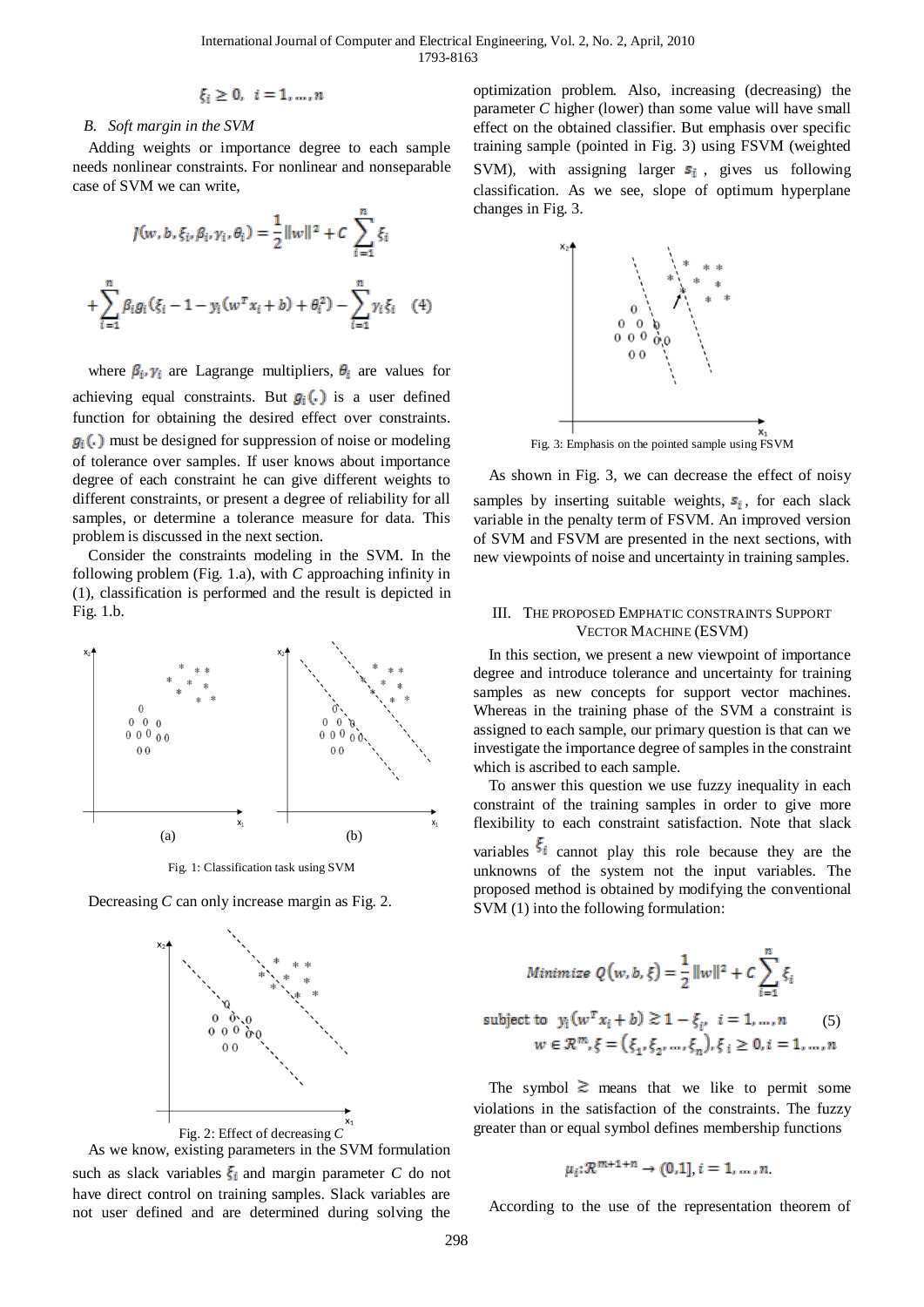$$\xi_i \geq 0, \ \ i = 1, \ldots, n$$

### *B. Soft margin in the SVM*

Adding weights or importance degree to each sample needs nonlinear constraints. For nonlinear and nonseparable case of SVM we can write,

$$J(w, b, \xi_i, \beta_i, \gamma_i, \theta_i) = \frac{1}{2}\|w\|^2 + C \sum_{i=1}^{n} \xi_i$$

$$+ \sum_{i=1}^{n} \beta_i g_i (\xi_i - 1 - y_i(w^T x_i + b) + \theta_i^2) - \sum_{i=1}^{n} \gamma_i \xi_i \quad (4)$$

where $\beta_i, \gamma_i$ are Lagrange multipliers, $\theta_i$ are values for achieving equal constraints. But $g_i(.)$ is a user defined function for obtaining the desired effect over constraints. $g_i(.)$ must be designed for suppression of noise or modeling of tolerance over samples. If user knows about importance degree of each constraint he can give different weights to different constraints, or present a degree of reliability for all samples, or determine a tolerance measure for data. This problem is discussed in the next section.

Consider the constraints modeling in the SVM. In the following problem (Fig. 1.a), with *C* approaching infinity in (1), classification is performed and the result is depicted in Fig. 1.b.

Fig. 1: Classification task using SVM

Decreasing *C* can only increase margin as Fig. 2.

Fig. 2: Effect of decreasing *C*

As we know, existing parameters in the SVM formulation such as slack variables $\xi_i$ and margin parameter *C* do not have direct control on training samples. Slack variables are not user defined and are determined during solving the optimization problem. Also, increasing (decreasing) the parameter *C* higher (lower) than some value will have small effect on the obtained classifier. But emphasis over specific training sample (pointed in Fig. 3) using FSVM (weighted SVM), with assigning larger $s_i$, gives us following classification. As we see, slope of optimum hyperplane changes in Fig. 3.

Fig. 3: Emphasis on the pointed sample using FSVM

As shown in Fig. 3, we can decrease the effect of noisy samples by inserting suitable weights, $s_i$, for each slack variable in the penalty term of FSVM. An improved version of SVM and FSVM are presented in the next sections, with new viewpoints of noise and uncertainty in training samples.

## III. The Proposed Emphatic Constraints Support Vector Machine (ESVM)

In this section, we present a new viewpoint of importance degree and introduce tolerance and uncertainty for training samples as new concepts for support vector machines. Whereas in the training phase of the SVM a constraint is assigned to each sample, our primary question is that can we investigate the importance degree of samples in the constraint which is ascribed to each sample.

To answer this question we use fuzzy inequality in each constraint of the training samples in order to give more flexibility to each constraint satisfaction. Note that slack variables $\xi_i$ cannot play this role because they are the unknowns of the system not the input variables. The proposed method is obtained by modifying the conventional SVM (1) into the following formulation:

$$Minimize \ Q(w, b, \xi) = \frac{1}{2}\|w\|^2 + C \sum_{i=1}^{n} \xi_i$$

$$\text{subject to} \ \ y_i(w^T x_i + b) \gtrsim 1 - \xi_i, \ \ i = 1, \ldots, n \qquad (5)$$

$$w \in \mathcal{R}^m, \xi = (\xi_1, \xi_2, \ldots, \xi_n), \xi_i \geq 0, i = 1, \ldots, n$$

The symbol $\gtrsim$ means that we like to permit some violations in the satisfaction of the constraints. The fuzzy greater than or equal symbol defines membership functions

$$\mu_i: \mathcal{R}^{m+1+n} \rightarrow (0,1], i = 1, \ldots, n.$$

According to the use of the representation theorem of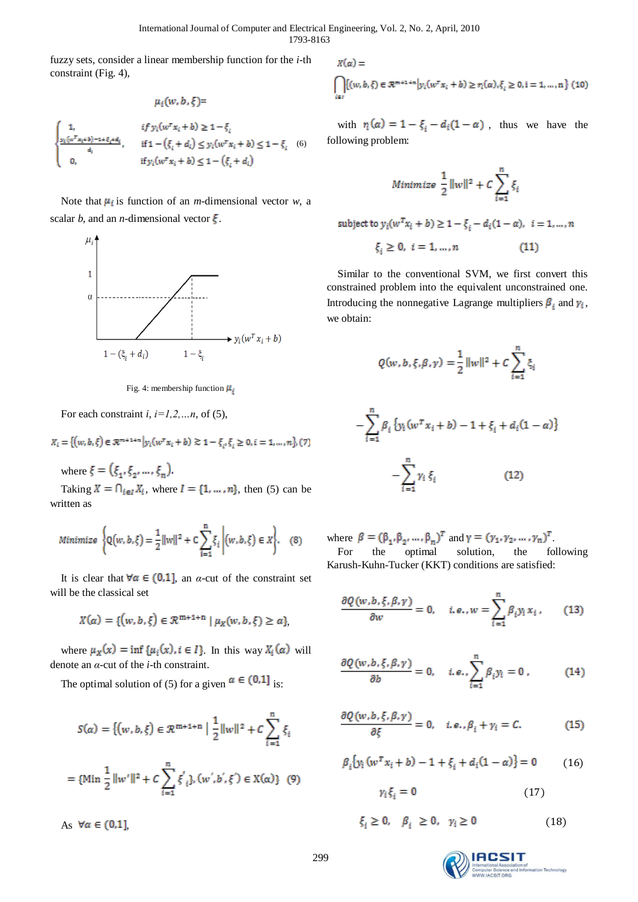fuzzy sets, consider a linear membership function for the *i*-th constraint (Fig. 4),

$$\mu_i(w,b,\xi)=\begin{cases} 1, & \text{if } y_i(w^T x_i+b)\geq 1-\xi_i \\ \frac{y_i(w^T x_i+b)-1+\xi_i+d_i}{d_i}, & \text{if } 1-(\xi_i+d_i)\leq y_i(w^T x_i+b)\leq 1-\xi_i \\ 0, & \text{if } y_i(w^T x_i+b)\leq 1-(\xi_i+d_i) \end{cases} \quad (6)$$

Note that $\mu_i$ is function of an *m*-dimensional vector *w*, a scalar *b*, and an *n*-dimensional vector $\xi$.

Fig. 4: membership function $\mu_i$

For each constraint *i*, *i=1,2,…n*, of (5),

$$X_i=\{(w,b,\xi)\in\mathbb{R}^{m+1+n} \mid y_i(w^T x_i+b)\gtrsim 1-\xi_i, \xi_i\geq 0, i=1,\dots,n\}, \quad (7)$$

where $\xi=(\xi_1,\xi_2,\dots,\xi_n)$.

Taking $X=\bigcap_{i\in I} X_i$, where $I=\{1,\dots,n\}$, then (5) can be written as

$$\text{Minimize}\left\{Q(w,b,\xi)=\frac{1}{2}\|w\|^2+C\sum_{i=1}^{n}\xi_i \,\middle|\, (w,b,\xi)\in X\right\}. \quad (8)$$

It is clear that $\forall\alpha\in(0,1]$, an *α*-cut of the constraint set will be the classical set

$$X(\alpha)=\{(w,b,\xi)\in\mathbb{R}^{m+1+n} \mid \mu_X(w,b,\xi)\geq\alpha\},$$

where $\mu_X(x)=\inf\{\mu_i(x), i\in I\}$. In this way $X_i(\alpha)$ will denote an *α*-cut of the *i*-th constraint.

The optimal solution of (5) for a given $\alpha\in(0,1]$ is:

$$S(\alpha)=\{(w,b,\xi)\in\mathbb{R}^{m+1+n} \mid \frac{1}{2}\|w\|^2+C\sum_{i=1}^{n}\xi_i$$

$$=\{\text{Min}\ \frac{1}{2}\|w'\|^2+C\sum_{i=1}^{n}\xi'_i\}, (w',b',\xi')\in X(\alpha)\} \quad (9)$$

As $\forall\alpha\in(0,1]$,

$$X(\alpha)=\bigcap_{i\in I}\{(w,b,\xi)\in\mathbb{R}^{m+1+n} \mid y_i(w^T x_i+b)\geq r_i(\alpha), \xi_i\geq 0, i=1,\dots,n\} \quad (10)$$

with $r_i(\alpha)=1-\xi_i-d_i(1-\alpha)$, thus we have the following problem:

$$\text{Minimize}\ \frac{1}{2}\|w\|^2+C\sum_{i=1}^{n}\xi_i$$

$$\text{subject to } y_i(w^T x_i+b)\geq 1-\xi_i-d_i(1-\alpha),\ i=1,\dots,n$$

$$\xi_i\geq 0,\ i=1,\dots,n \quad (11)$$

Similar to the conventional SVM, we first convert this constrained problem into the equivalent unconstrained one. Introducing the nonnegative Lagrange multipliers $\beta_i$ and $\gamma_i$, we obtain:

$$Q(w,b,\xi,\beta,\gamma)=\frac{1}{2}\|w\|^2+C\sum_{i=1}^{n}\xi_i$$

$$-\sum_{i=1}^{n}\beta_i\{y_i(w^T x_i+b)-1+\xi_i+d_i(1-\alpha)\}$$

$$-\sum_{i=1}^{n}\gamma_i\xi_i \quad (12)$$

where $\beta=(\beta_1,\beta_2,\dots,\beta_n)^T$ and $\gamma=(\gamma_1,\gamma_2,\dots,\gamma_n)^T$.

For the optimal solution, the following Karush-Kuhn-Tucker (KKT) conditions are satisfied:

$$\frac{\partial Q(w,b,\xi,\beta,\gamma)}{\partial w}=0, \quad i.e., w=\sum_{i=1}^{n}\beta_i y_i x_i, \quad (13)$$

$$\frac{\partial Q(w,b,\xi,\beta,\gamma)}{\partial b}=0, \quad i.e., \sum_{i=1}^{n}\beta_i y_i=0, \quad (14)$$

$$\frac{\partial Q(w,b,\xi,\beta,\gamma)}{\partial \xi}=0, \quad i.e., \beta_i+\gamma_i=C. \quad (15)$$

$$\beta_i\{y_i(w^T x_i+b)-1+\xi_i+d_i(1-\alpha)\}=0 \quad (16)$$

$$\gamma_i\xi_i=0 \quad (17)$$

$$\xi_i\geq 0, \quad \beta_i\geq 0, \quad \gamma_i\geq 0 \quad (18)$$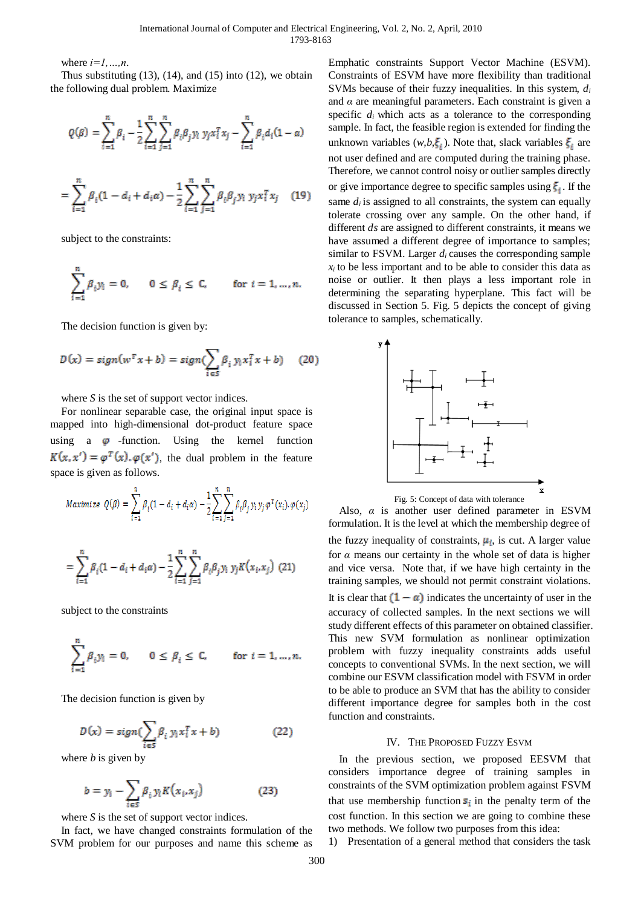where $i=1,\ldots,n$.

Thus substituting (13), (14), and (15) into (12), we obtain the following dual problem. Maximize

$$Q(\beta) = \sum_{i=1}^{n} \beta_i - \frac{1}{2}\sum_{i=1}^{n}\sum_{j=1}^{n} \beta_i \beta_j y_i y_j x_i^T x_j - \sum_{i=1}^{n} \beta_i d_i (1-\alpha)$$

$$= \sum_{i=1}^{n} \beta_i (1 - d_i + d_i \alpha) - \frac{1}{2}\sum_{i=1}^{n}\sum_{j=1}^{n} \beta_i \beta_j y_i y_j x_i^T x_j \quad (19)$$

subject to the constraints:

$$\sum_{i=1}^{n} \beta_i y_i = 0, \qquad 0 \le \beta_i \le C, \qquad \text{for } i = 1, \ldots, n.$$

The decision function is given by:

$$D(x) = sign(w^T x + b) = sign(\sum_{i \in S} \beta_i y_i x_i^T x + b) \quad (20)$$

where $S$ is the set of support vector indices.

For nonlinear separable case, the original input space is mapped into high-dimensional dot-product feature space using a $\varphi$-function. Using the kernel function $K(x,x') = \varphi^T(x).\varphi(x')$, the dual problem in the feature space is given as follows.

$$Maximize \;\; Q(\beta) = \sum_{i=1}^{n} \beta_i (1 - d_i + d_i \alpha) - \frac{1}{2}\sum_{i=1}^{n}\sum_{j=1}^{n} \beta_i \beta_j y_i y_j \varphi^T(x_i).\varphi(x_j)$$

$$= \sum_{i=1}^{n} \beta_i (1 - d_i + d_i \alpha) - \frac{1}{2}\sum_{i=1}^{n}\sum_{j=1}^{n} \beta_i \beta_j y_i y_j K(x_i, x_j) \quad (21)$$

subject to the constraints

$$\sum_{i=1}^{n} \beta_i y_i = 0, \qquad 0 \le \beta_i \le C, \qquad \text{for } i = 1, \ldots, n.$$

The decision function is given by

$$D(x) = sign(\sum_{i \in S} \beta_i y_i x_i^T x + b) \quad (22)$$

where $b$ is given by

$$b = y_i - \sum_{i \in S} \beta_i y_i K(x_i, x_j) \quad (23)$$

where $S$ is the set of support vector indices.

In fact, we have changed constraints formulation of the SVM problem for our purposes and name this scheme as Emphatic constraints Support Vector Machine (ESVM). Constraints of ESVM have more flexibility than traditional SVMs because of their fuzzy inequalities. In this system, $d_i$ and $\alpha$ are meaningful parameters. Each constraint is given a specific $d_i$ which acts as a tolerance to the corresponding sample. In fact, the feasible region is extended for finding the unknown variables ($w,b,\xi_i$). Note that, slack variables $\xi_i$ are not user defined and are computed during the training phase. Therefore, we cannot control noisy or outlier samples directly or give importance degree to specific samples using $\xi_i$. If the same $d_i$ is assigned to all constraints, the system can equally tolerate crossing over any sample. On the other hand, if different *ds* are assigned to different constraints, it means we have assumed a different degree of importance to samples; similar to FSVM. Larger $d_i$ causes the corresponding sample $x_i$ to be less important and to be able to consider this data as noise or outlier. It then plays a less important role in determining the separating hyperplane. This fact will be discussed in Section 5. Fig. 5 depicts the concept of giving tolerance to samples, schematically.

Fig. 5: Concept of data with tolerance

Also, $\alpha$ is another user defined parameter in ESVM formulation. It is the level at which the membership degree of the fuzzy inequality of constraints, $\mu_i$, is cut. A larger value for $\alpha$ means our certainty in the whole set of data is higher and vice versa. Note that, if we have high certainty in the training samples, we should not permit constraint violations. It is clear that $(1-\alpha)$ indicates the uncertainty of user in the accuracy of collected samples. In the next sections we will study different effects of this parameter on obtained classifier. This new SVM formulation as nonlinear optimization problem with fuzzy inequality constraints adds useful concepts to conventional SVMs. In the next section, we will combine our ESVM classification model with FSVM in order to be able to produce an SVM that has the ability to consider different importance degree for samples both in the cost function and constraints.

## IV. The Proposed Fuzzy ESVM

In the previous section, we proposed EESVM that considers importance degree of training samples in constraints of the SVM optimization problem against FSVM that use membership function $s_i$ in the penalty term of the cost function. In this section we are going to combine these two methods. We follow two purposes from this idea:

1) Presentation of a general method that considers the task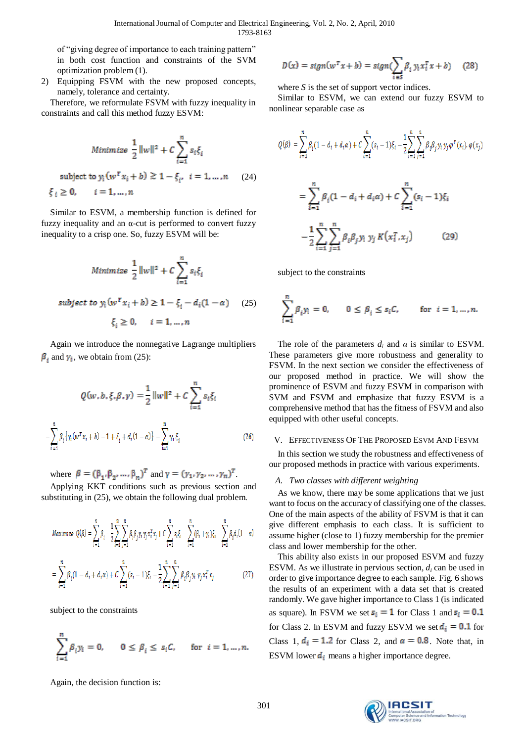of "giving degree of importance to each training pattern" in both cost function and constraints of the SVM optimization problem (1).

2) Equipping FSVM with the new proposed concepts, namely, tolerance and certainty.

Therefore, we reformulate FSVM with fuzzy inequality in constraints and call this method fuzzy ESVM:

$$\text{Minimize } \frac{1}{2}\|w\|^2 + C\sum_{i=1}^{n} s_i\xi_i$$

$$\text{subject to } y_i(w^T x_i + b) \gtrsim 1 - \xi_i,\ \ i = 1, \ldots, n \qquad (24)$$

$$\xi_i \geq 0, \qquad i = 1, \ldots, n$$

Similar to ESVM, a membership function is defined for fuzzy inequality and an α-cut is performed to convert fuzzy inequality to a crisp one. So, fuzzy ESVM will be:

$$\text{Minimize } \frac{1}{2}\|w\|^2 + C\sum_{i=1}^{n} s_i\xi_i$$

$$\text{subject to } y_i(w^T x_i + b) \geq 1 - \xi_i - d_i(1-\alpha) \qquad (25)$$

$$\xi_i \geq 0, \qquad i = 1, \ldots, n$$

Again we introduce the nonnegative Lagrange multipliers $\beta_i$ and $\gamma_i$, we obtain from (25):

$$Q(w, b, \xi, \beta, \gamma) = \frac{1}{2}\|w\|^2 + C\sum_{i=1}^{n} s_i\xi_i$$

$$-\sum_{i=1}^{n} \beta_i\{y_i(w^T x_i + b) - 1 + \xi_i + d_i(1-\alpha)\} - \sum_{i=1}^{n} \gamma_i\xi_i \qquad (26)$$

where $\beta = (\beta_1, \beta_2, \ldots, \beta_n)^T$ and $\gamma = (\gamma_1, \gamma_2, \ldots, \gamma_n)^T$.

Applying KKT conditions such as previous section and substituting in (25), we obtain the following dual problem.

$$\text{Maximize } Q(\beta) = \sum_{i=1}^{n}\beta_i - \frac{1}{2}\sum_{i=1}^{n}\sum_{j=1}^{n}\beta_i\beta_j y_i y_j x_i^T x_j + C\sum_{i=1}^{n} s_i\xi_i - \sum_{i=1}^{n}(\beta_i + \gamma_i)\xi_i - \sum_{i=1}^{n}\beta_i d_i(1-\alpha)$$

$$= \sum_{i=1}^{n}\beta_i(1 - d_i + d_i\alpha) + C\sum_{i=1}^{n}(s_i - 1)\xi_i - \frac{1}{2}\sum_{i=1}^{n}\sum_{j=1}^{n}\beta_i\beta_j y_i y_j x_i^T x_j \qquad (27)$$

subject to the constraints

$$\sum_{i=1}^{n}\beta_i y_i = 0, \qquad 0 \leq \beta_i \leq s_i C, \qquad \text{for } i = 1, \ldots, n.$$

Again, the decision function is:

$$D(x) = sign(w^T x + b) = sign\Big(\sum_{i \in S}\beta_i y_i x_i^T x + b\Big) \qquad (28)$$

where $S$ is the set of support vector indices.

Similar to ESVM, we can extend our fuzzy ESVM to nonlinear separable case as

$$Q(\beta) = \sum_{i=1}^{n}\beta_i(1 - d_i + d_i\alpha) + C\sum_{i=1}^{n}(s_i - 1)\xi_i - \frac{1}{2}\sum_{i=1}^{n}\sum_{j=1}^{n}\beta_i\beta_j y_i y_j \varphi^T(x_i).\varphi(x_j)$$

$$= \sum_{i=1}^{n}\beta_i(1 - d_i + d_i\alpha) + C\sum_{i=1}^{n}(s_i - 1)\xi_i$$

$$-\frac{1}{2}\sum_{i=1}^{n}\sum_{j=1}^{n}\beta_i\beta_j y_i\, y_j\, K(x_i^T, x_j) \qquad (29)$$

subject to the constraints

$$\sum_{i=1}^{n}\beta_i y_i = 0, \qquad 0 \leq \beta_i \leq s_i C, \qquad \text{for } i = 1, \ldots, n.$$

The role of the parameters $d_i$ and $\alpha$ is similar to ESVM. These parameters give more robustness and generality to FSVM. In the next section we consider the effectiveness of our proposed method in practice. We will show the prominence of ESVM and fuzzy ESVM in comparison with SVM and FSVM and emphasize that fuzzy ESVM is a comprehensive method that has the fitness of FSVM and also equipped with other useful concepts.

## V. Effectiveness Of The Proposed Esvm And Fesvm

In this section we study the robustness and effectiveness of our proposed methods in practice with various experiments.

### *A. Two classes with different weighting*

As we know, there may be some applications that we just want to focus on the accuracy of classifying one of the classes. One of the main aspects of the ability of FSVM is that it can give different emphasis to each class. It is sufficient to assume higher (close to 1) fuzzy membership for the premier class and lower membership for the other.

This ability also exists in our proposed ESVM and fuzzy ESVM. As we illustrate in pervious section, $d_i$ can be used in order to give importance degree to each sample. Fig. 6 shows the results of an experiment with a data set that is created randomly. We gave higher importance to Class 1 (is indicated as square). In FSVM we set $s_i = 1$ for Class 1 and $s_i = 0.1$ for Class 2. In ESVM and fuzzy ESVM we set $d_i = 0.1$ for Class 1, $d_i = 1.2$ for Class 2, and $\alpha = 0.8$. Note that, in ESVM lower $d_i$ means a higher importance degree.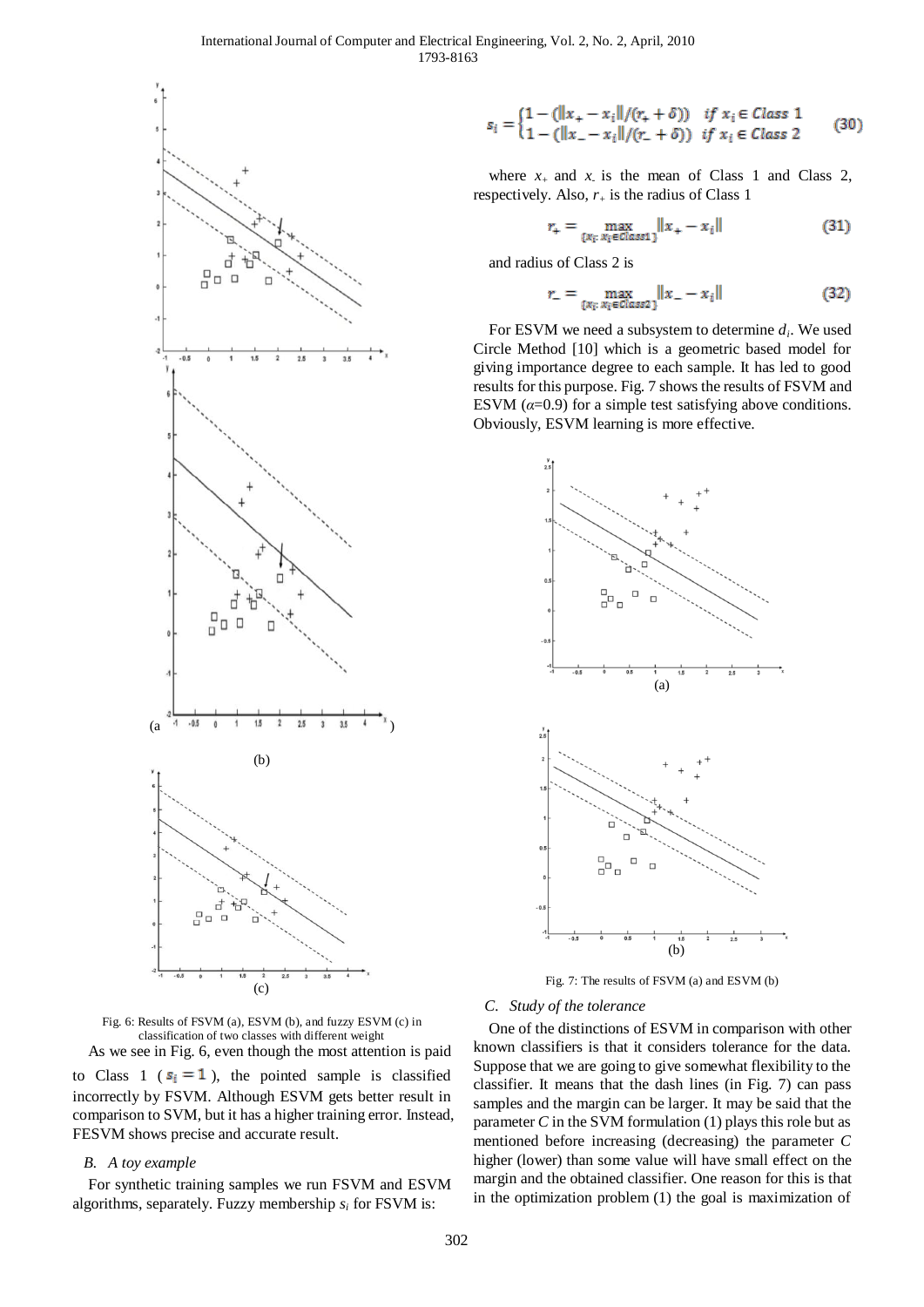Fig. 6: Results of FSVM (a), ESVM (b), and fuzzy ESVM (c) in classification of two classes with different weight

As we see in Fig. 6, even though the most attention is paid to Class 1 ($s_i = 1$), the pointed sample is classified incorrectly by FSVM. Although ESVM gets better result in comparison to SVM, but it has a higher training error. Instead, FESVM shows precise and accurate result.

### *B. A toy example*

For synthetic training samples we run FSVM and ESVM algorithms, separately. Fuzzy membership $s_i$ for FSVM is:

$$s_i = \begin{cases} 1 - (\|x_+ - x_i\|/(r_+ + \delta)) & \text{if } x_i \in \text{Class 1} \\ 1 - (\|x_- - x_i\|/(r_- + \delta)) & \text{if } x_i \in \text{Class 2} \end{cases} \quad (30)$$

where $x_+$ and $x_-$ is the mean of Class 1 and Class 2, respectively. Also, $r_+$ is the radius of Class 1

$$r_+ = \max_{\{x_i: x_i \in Class1\}} \|x_+ - x_i\| \quad (31)$$

and radius of Class 2 is

$$r_- = \max_{\{x_i: x_i \in Class2\}} \|x_- - x_i\| \quad (32)$$

For ESVM we need a subsystem to determine $d_i$. We used Circle Method [10] which is a geometric based model for giving importance degree to each sample. It has led to good results for this purpose. Fig. 7 shows the results of FSVM and ESVM ($\alpha$=0.9) for a simple test satisfying above conditions. Obviously, ESVM learning is more effective.

Fig. 7: The results of FSVM (a) and ESVM (b)

### *C. Study of the tolerance*

One of the distinctions of ESVM in comparison with other known classifiers is that it considers tolerance for the data. Suppose that we are going to give somewhat flexibility to the classifier. It means that the dash lines (in Fig. 7) can pass samples and the margin can be larger. It may be said that the parameter $C$ in the SVM formulation (1) plays this role but as mentioned before increasing (decreasing) the parameter $C$ higher (lower) than some value will have small effect on the margin and the obtained classifier. One reason for this is that in the optimization problem (1) the goal is maximization of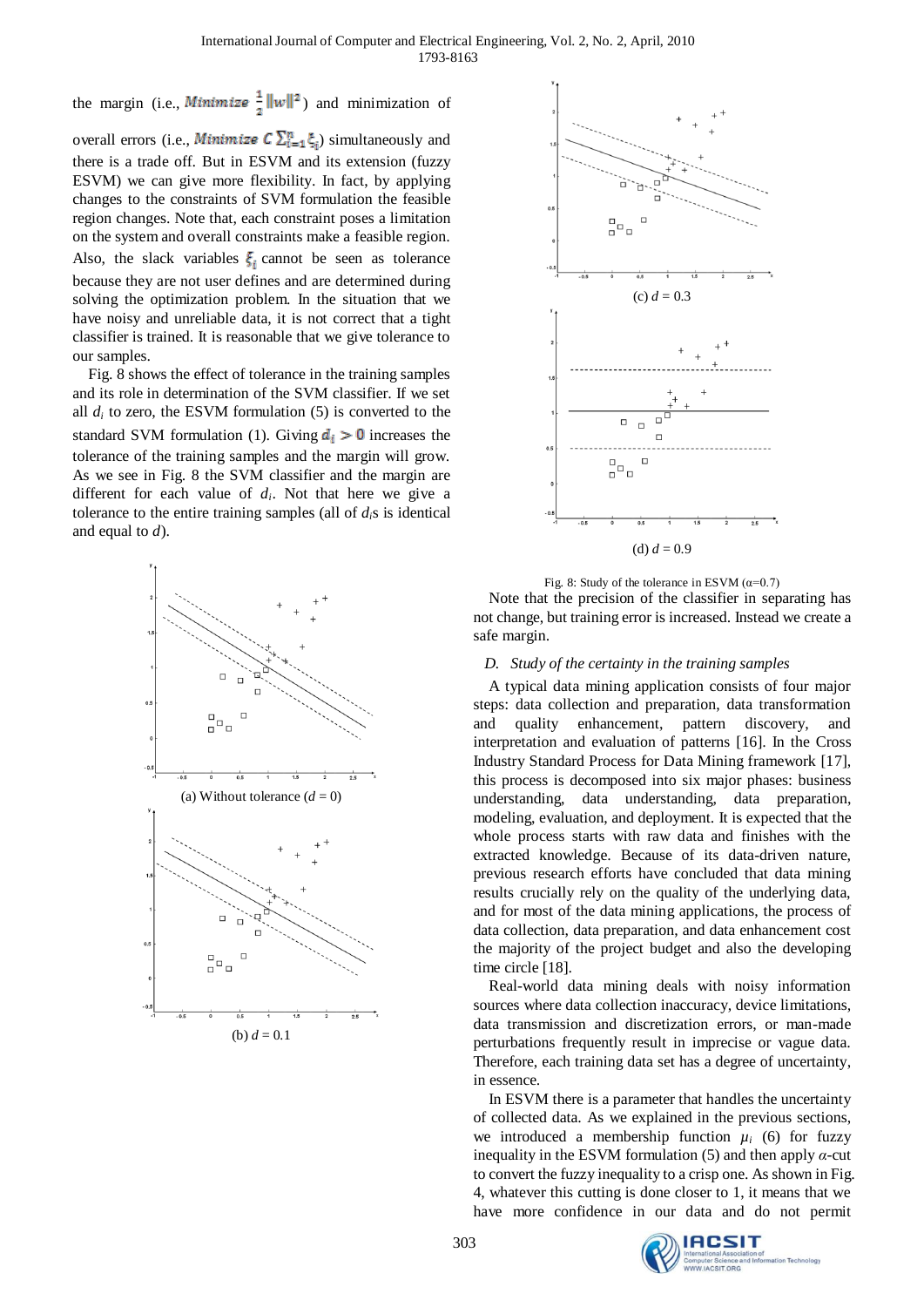the margin (i.e., $Minimize\ \frac{1}{2}\|w\|^2$) and minimization of overall errors (i.e., $Minimize\ C\sum_{i=1}^{n}\xi_i$) simultaneously and there is a trade off. But in ESVM and its extension (fuzzy ESVM) we can give more flexibility. In fact, by applying changes to the constraints of SVM formulation the feasible region changes. Note that, each constraint poses a limitation on the system and overall constraints make a feasible region. Also, the slack variables $\xi_i$ cannot be seen as tolerance because they are not user defines and are determined during solving the optimization problem. In the situation that we have noisy and unreliable data, it is not correct that a tight classifier is trained. It is reasonable that we give tolerance to our samples.

Fig. 8 shows the effect of tolerance in the training samples and its role in determination of the SVM classifier. If we set all $d_i$ to zero, the ESVM formulation (5) is converted to the standard SVM formulation (1). Giving $d_i > 0$ increases the tolerance of the training samples and the margin will grow. As we see in Fig. 8 the SVM classifier and the margin are different for each value of $d_i$. Not that here we give a tolerance to the entire training samples (all of $d_i$s is identical and equal to $d$).

(a) Without tolerance ($d$ = 0)

(b) $d$ = 0.1

(c) $d$ = 0.3

(d) $d$ = 0.9

Fig. 8: Study of the tolerance in ESVM ($\alpha$=0.7)

Note that the precision of the classifier in separating has not change, but training error is increased. Instead we create a safe margin.

### D. Study of the certainty in the training samples

A typical data mining application consists of four major steps: data collection and preparation, data transformation and quality enhancement, pattern discovery, and interpretation and evaluation of patterns [16]. In the Cross Industry Standard Process for Data Mining framework [17], this process is decomposed into six major phases: business understanding, data understanding, data preparation, modeling, evaluation, and deployment. It is expected that the whole process starts with raw data and finishes with the extracted knowledge. Because of its data-driven nature, previous research efforts have concluded that data mining results crucially rely on the quality of the underlying data, and for most of the data mining applications, the process of data collection, data preparation, and data enhancement cost the majority of the project budget and also the developing time circle [18].

Real-world data mining deals with noisy information sources where data collection inaccuracy, device limitations, data transmission and discretization errors, or man-made perturbations frequently result in imprecise or vague data. Therefore, each training data set has a degree of uncertainty, in essence.

In ESVM there is a parameter that handles the uncertainty of collected data. As we explained in the previous sections, we introduced a membership function $\mu_i$ (6) for fuzzy inequality in the ESVM formulation (5) and then apply $\alpha$-cut to convert the fuzzy inequality to a crisp one. As shown in Fig. 4, whatever this cutting is done closer to 1, it means that we have more confidence in our data and do not permit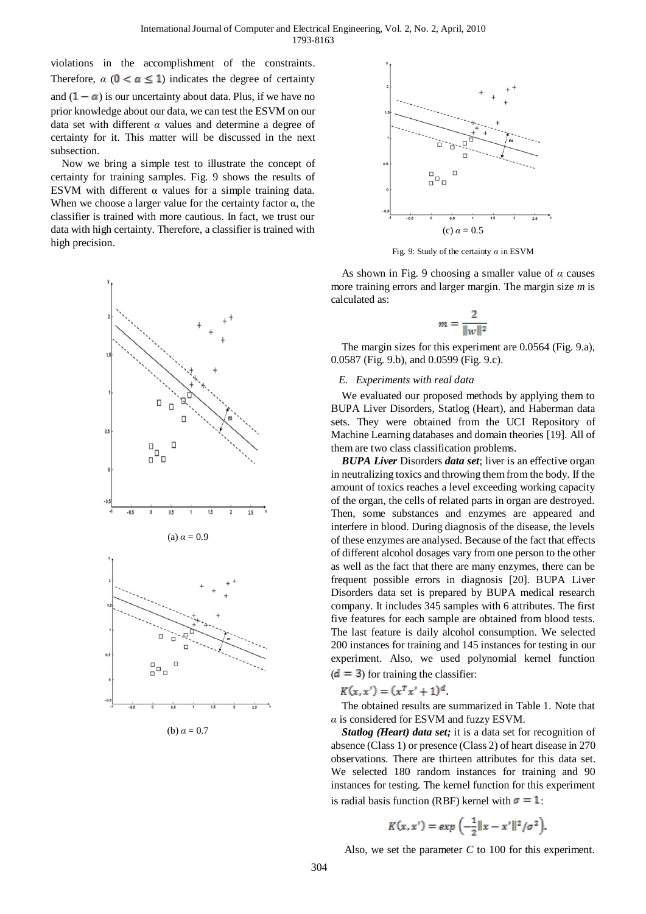violations in the accomplishment of the constraints. Therefore, $\alpha$ ($0 < \alpha \leq 1$) indicates the degree of certainty and ($1 - \alpha$) is our uncertainty about data. Plus, if we have no prior knowledge about our data, we can test the ESVM on our data set with different $\alpha$ values and determine a degree of certainty for it. This matter will be discussed in the next subsection.

Now we bring a simple test to illustrate the concept of certainty for training samples. Fig. 9 shows the results of ESVM with different $\alpha$ values for a simple training data. When we choose a larger value for the certainty factor $\alpha$, the classifier is trained with more cautious. In fact, we trust our data with high certainty. Therefore, a classifier is trained with high precision.

(a) $\alpha = 0.9$

(b) $\alpha = 0.7$

(c) $\alpha = 0.5$

Fig. 9: Study of the certainty $\alpha$ in ESVM

As shown in Fig. 9 choosing a smaller value of $\alpha$ causes more training errors and larger margin. The margin size $m$ is calculated as:

$$m = \frac{2}{\|w\|^2}$$

The margin sizes for this experiment are 0.0564 (Fig. 9.a), 0.0587 (Fig. 9.b), and 0.0599 (Fig. 9.c).

### *E. Experiments with real data*

We evaluated our proposed methods by applying them to BUPA Liver Disorders, Statlog (Heart), and Haberman data sets. They were obtained from the UCI Repository of Machine Learning databases and domain theories [19]. All of them are two class classification problems.

***BUPA Liver*** **Disorders** ***data set***; liver is an effective organ in neutralizing toxics and throwing them from the body. If the amount of toxics reaches a level exceeding working capacity of the organ, the cells of related parts in organ are destroyed. Then, some substances and enzymes are appeared and interfere in blood. During diagnosis of the disease, the levels of these enzymes are analysed. Because of the fact that effects of different alcohol dosages vary from one person to the other as well as the fact that there are many enzymes, there can be frequent possible errors in diagnosis [20]. BUPA Liver Disorders data set is prepared by BUPA medical research company. It includes 345 samples with 6 attributes. The first five features for each sample are obtained from blood tests. The last feature is daily alcohol consumption. We selected 200 instances for training and 145 instances for testing in our experiment. Also, we used polynomial kernel function ($d = 3$) for training the classifier:

$$K(x, x') = (x^T x' + 1)^d.$$

The obtained results are summarized in Table 1. Note that $\alpha$ is considered for ESVM and fuzzy ESVM.

***Statlog (Heart) data set;*** it is a data set for recognition of absence (Class 1) or presence (Class 2) of heart disease in 270 observations. There are thirteen attributes for this data set. We selected 180 random instances for training and 90 instances for testing. The kernel function for this experiment is radial basis function (RBF) kernel with $\sigma = 1$:

$$K(x, x') = exp\left(-\frac{1}{2}\|x - x'\|^2/\sigma^2\right).$$

Also, we set the parameter $C$ to 100 for this experiment.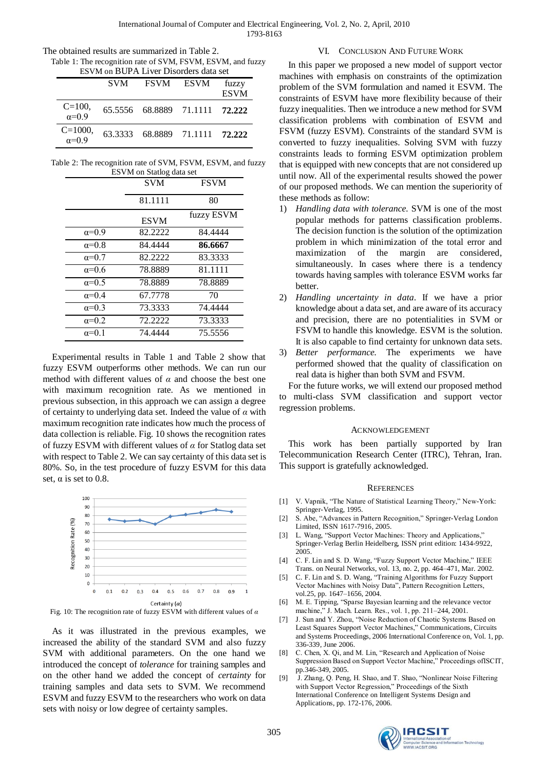The obtained results are summarized in Table 2.

Table 1: The recognition rate of SVM, FSVM, ESVM, and fuzzy ESVM on BUPA Liver Disorders data set

| | SVM | FSVM | ESVM | fuzzy ESVM |
|---|---|---|---|---|
| C=100, α=0.9 | 65.5556 | 68.8889 | 71.1111 | **72.222** |
| C=1000, α=0.9 | 63.3333 | 68.8889 | 71.1111 | **72.222** |

Table 2: The recognition rate of SVM, FSVM, ESVM, and fuzzy ESVM on Statlog data set

| | SVM | FSVM |
|---|---|---|
| | 81.1111 | 80 |
| | ESVM | fuzzy ESVM |
| α=0.9 | 82.2222 | 84.4444 |
| α=0.8 | 84.4444 | **86.6667** |
| α=0.7 | 82.2222 | 83.3333 |
| α=0.6 | 78.8889 | 81.1111 |
| α=0.5 | 78.8889 | 78.8889 |
| α=0.4 | 67.7778 | 70 |
| α=0.3 | 73.3333 | 74.4444 |
| α=0.2 | 72.2222 | 73.3333 |
| α=0.1 | 74.4444 | 75.5556 |

Experimental results in Table 1 and Table 2 show that fuzzy ESVM outperforms other methods. We can run our method with different values of $\alpha$ and choose the best one with maximum recognition rate. As we mentioned in previous subsection, in this approach we can assign a degree of certainty to underlying data set. Indeed the value of $\alpha$ with maximum recognition rate indicates how much the process of data collection is reliable. Fig. 10 shows the recognition rates of fuzzy ESVM with different values of $\alpha$ for Statlog data set with respect to Table 2. We can say certainty of this data set is 80%. So, in the test procedure of fuzzy ESVM for this data set, α is set to 0.8.

Fig. 10: The recognition rate of fuzzy ESVM with different values of $\alpha$

As it was illustrated in the previous examples, we increased the ability of the standard SVM and also fuzzy SVM with additional parameters. On the one hand we introduced the concept of *tolerance* for training samples and on the other hand we added the concept of *certainty* for training samples and data sets to SVM. We recommend ESVM and fuzzy ESVM to the researchers who work on data sets with noisy or low degree of certainty samples.

## VI. Conclusion And Future Work

In this paper we proposed a new model of support vector machines with emphasis on constraints of the optimization problem of the SVM formulation and named it ESVM. The constraints of ESVM have more flexibility because of their fuzzy inequalities. Then we introduce a new method for SVM classification problems with combination of ESVM and FSVM (fuzzy ESVM). Constraints of the standard SVM is converted to fuzzy inequalities. Solving SVM with fuzzy constraints leads to forming ESVM optimization problem that is equipped with new concepts that are not considered up until now. All of the experimental results showed the power of our proposed methods. We can mention the superiority of these methods as follow:

1) *Handling data with tolerance.* SVM is one of the most popular methods for patterns classification problems. The decision function is the solution of the optimization problem in which minimization of the total error and maximization of the margin are considered, simultaneously. In cases where there is a tendency towards having samples with tolerance ESVM works far better.
2) *Handling uncertainty in data.* If we have a prior knowledge about a data set, and are aware of its accuracy and precision, there are no potentialities in SVM or FSVM to handle this knowledge. ESVM is the solution. It is also capable to find certainty for unknown data sets.
3) *Better performance.* The experiments we have performed showed that the quality of classification on real data is higher than both SVM and FSVM.

For the future works, we will extend our proposed method to multi-class SVM classification and support vector regression problems.

## Acknowledgement

This work has been partially supported by Iran Telecommunication Research Center (ITRC), Tehran, Iran. This support is gratefully acknowledged.

## References

[1] V. Vapnik, "The Nature of Statistical Learning Theory," New-York: Springer-Verlag, 1995.

[2] S. Abe, "Advances in Pattern Recognition," Springer-Verlag London Limited, ISSN 1617-7916, 2005.

[3] L. Wang, "Support Vector Machines: Theory and Applications," Springer-Verlag Berlin Heidelberg, ISSN print edition: 1434-9922, 2005.

[4] C. F. Lin and S. D. Wang, "Fuzzy Support Vector Machine," IEEE Trans. on Neural Networks, vol. 13, no. 2, pp. 464–471, Mar. 2002.

[5] C. F. Lin and S. D. Wang, "Training Algorithms for Fuzzy Support Vector Machines with Noisy Data", Pattern Recognition Letters, vol.25, pp. 1647–1656, 2004.

[6] M. E. Tipping, "Sparse Bayesian learning and the relevance vector machine," J. Mach. Learn. Res., vol. 1, pp. 211–244, 2001.

[7] J. Sun and Y. Zhou, "Noise Reduction of Chaotic Systems Based on Least Squares Support Vector Machines," Communications, Circuits and Systems Proceedings, 2006 International Conference on, Vol. 1, pp. 336-339, June 2006.

[8] C. Chen, X. Qi, and M. Lin, "Research and Application of Noise Suppression Based on Support Vector Machine," Proceedings ofISCIT, pp.346-349, 2005.

[9] J. Zhang, Q. Peng, H. Shao, and T. Shao, "Nonlinear Noise Filtering with Support Vector Regression," Proceedings of the Sixth International Conference on Intelligent Systems Design and Applications, pp. 172-176, 2006.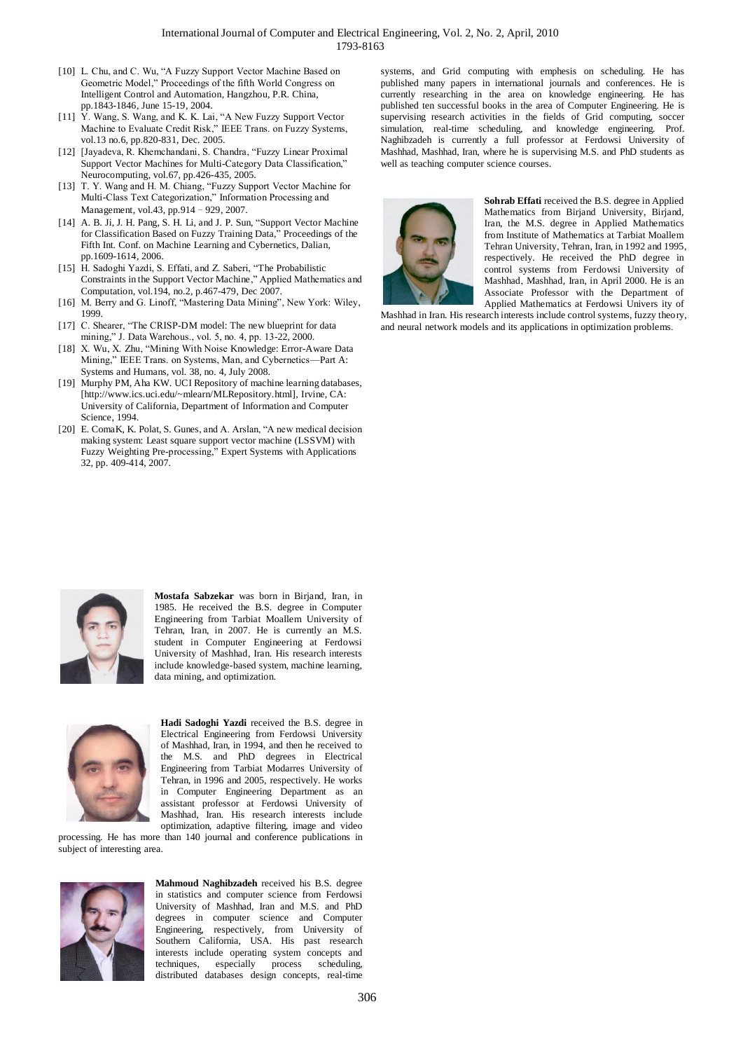[10] L. Chu, and C. Wu, "A Fuzzy Support Vector Machine Based on Geometric Model," Proceedings of the fifth World Congress on Intelligent Control and Automation, Hangzhou, P.R. China, pp.1843-1846, June 15-19, 2004.

[11] Y. Wang, S. Wang, and K. K. Lai, "A New Fuzzy Support Vector Machine to Evaluate Credit Risk," IEEE Trans. on Fuzzy Systems, vol.13 no.6, pp.820-831, Dec. 2005.

[12] [Jayadeva, R. Khemchandani, S. Chandra, "Fuzzy Linear Proximal Support Vector Machines for Multi-Category Data Classification," Neurocomputing, vol.67, pp.426-435, 2005.

[13] T. Y. Wang and H. M. Chiang, "Fuzzy Support Vector Machine for Multi-Class Text Categorization," Information Processing and Management, vol.43, pp.914 – 929, 2007.

[14] A. B. Ji, J. H. Pang, S. H. Li, and J. P. Sun, "Support Vector Machine for Classification Based on Fuzzy Training Data," Proceedings of the Fifth Int. Conf. on Machine Learning and Cybernetics, Dalian, pp.1609-1614, 2006.

[15] H. Sadoghi Yazdi, S. Effati, and Z. Saberi, "The Probabilistic Constraints in the Support Vector Machine," Applied Mathematics and Computation, vol.194, no.2, p.467-479, Dec 2007.

[16] M. Berry and G. Linoff, "Mastering Data Mining", New York: Wiley, 1999.

[17] C. Shearer, "The CRISP-DM model: The new blueprint for data mining," J. Data Warehous., vol. 5, no. 4, pp. 13-22, 2000.

[18] X. Wu, X. Zhu, "Mining With Noise Knowledge: Error-Aware Data Mining," IEEE Trans. on Systems, Man, and Cybernetics—Part A: Systems and Humans, vol. 38, no. 4, July 2008.

[19] Murphy PM, Aha KW. UCI Repository of machine learning databases, [http://www.ics.uci.edu/~mlearn/MLRepository.html], Irvine, CA: University of California, Department of Information and Computer Science, 1994.

[20] E. ComaK, K. Polat, S. Gunes, and A. Arslan, "A new medical decision making system: Least square support vector machine (LSSVM) with Fuzzy Weighting Pre-processing," Expert Systems with Applications 32, pp. 409-414, 2007.

**Mostafa Sabzekar** was born in Birjand, Iran, in 1985. He received the B.S. degree in Computer Engineering from Tarbiat Moallem University of Tehran, Iran, in 2007. He is currently an M.S. student in Computer Engineering at Ferdowsi University of Mashhad, Iran. His research interests include knowledge-based system, machine learning, data mining, and optimization.

**Hadi Sadoghi Yazdi** received the B.S. degree in Electrical Engineering from Ferdowsi University of Mashhad, Iran, in 1994, and then he received to the M.S. and PhD degrees in Electrical Engineering from Tarbiat Modarres University of Tehran, in 1996 and 2005, respectively. He works in Computer Engineering Department as an assistant professor at Ferdowsi University of Mashhad, Iran. His research interests include optimization, adaptive filtering, image and video processing. He has more than 140 journal and conference publications in subject of interesting area.

**Mahmoud Naghibzadeh** received his B.S. degree in statistics and computer science from Ferdowsi University of Mashhad, Iran and M.S. and PhD degrees in computer science and Computer Engineering, respectively, from University of Southern California, USA. His past research interests include operating system concepts and techniques, especially process scheduling, distributed databases design concepts, real-time systems, and Grid computing with emphesis on scheduling. He has published many papers in international journals and conferences. He is currently researching in the area on knowledge engineering. He has published ten successful books in the area of Computer Engineering. He is supervising research activities in the fields of Grid computing, soccer simulation, real-time scheduling, and knowledge engineering. Prof. Naghibzadeh is currently a full professor at Ferdowsi University of Mashhad, Mashhad, Iran, where he is supervising M.S. and PhD students as well as teaching computer science courses.

**Sohrab Effati** received the B.S. degree in Applied Mathematics from Birjand University, Birjand, Iran, the M.S. degree in Applied Mathematics from Institute of Mathematics at Tarbiat Moallem Tehran University, Tehran, Iran, in 1992 and 1995, respectively. He received the PhD degree in control systems from Ferdowsi University of Mashhad, Mashhad, Iran, in April 2000. He is an Associate Professor with the Department of Applied Mathematics at Ferdowsi Univers ity of Mashhad in Iran. His research interests include control systems, fuzzy theory, and neural network models and its applications in optimization problems.